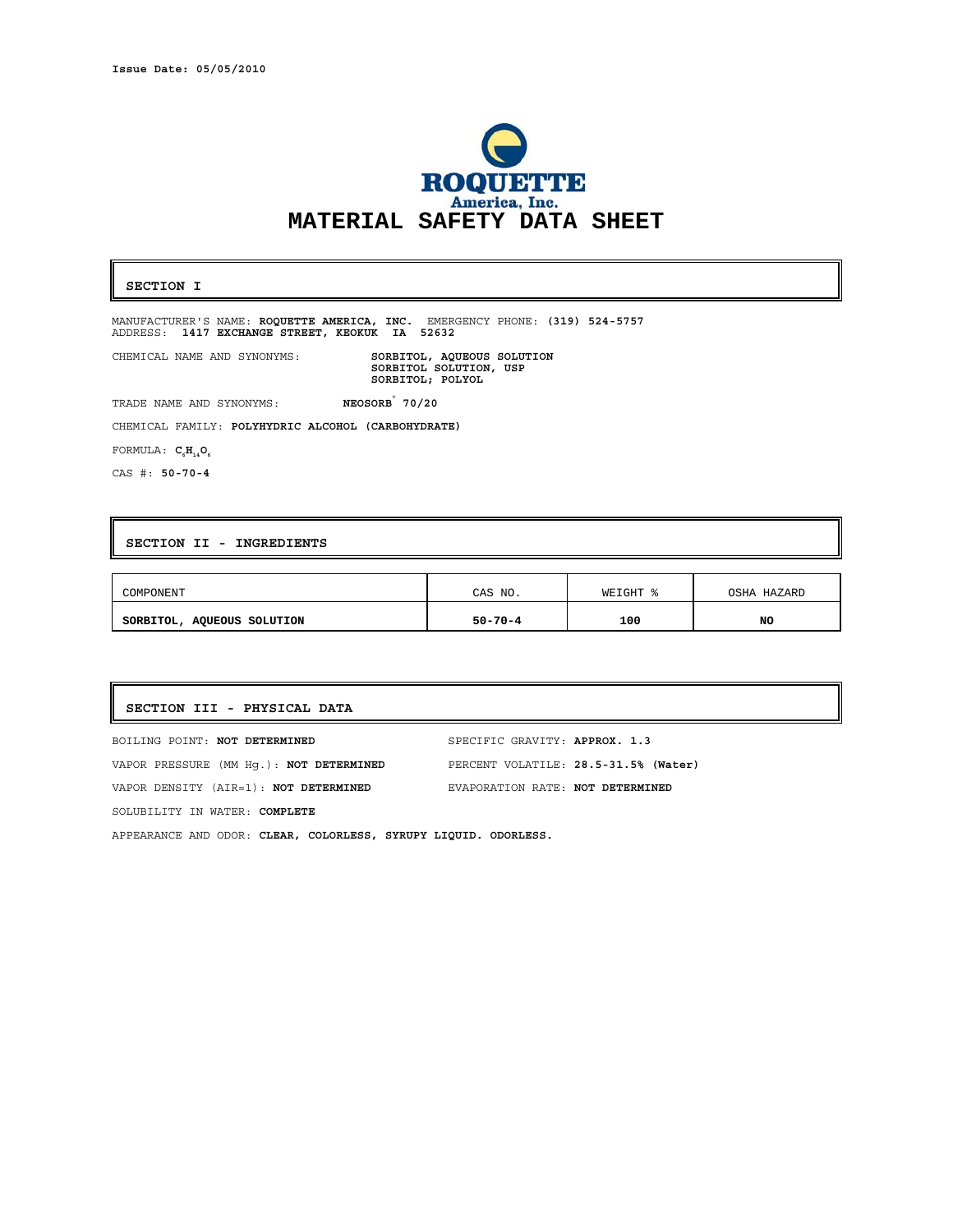Issue Date: 05/05/2010

ROQUETTE America, Inc.

# MATERIAL SAFETY DATA SHEET

## SECTION I

MANUFACTURER'S NAME: **ROQUETTE AMERICA, INC.** EMERGENCY PHONE: **(319) 524-5757**
ADDRESS: **1417 EXCHANGE STREET, KEOKUK IA 52632**

CHEMICAL NAME AND SYNONYMS: **SORBITOL, AQUEOUS SOLUTION**
**SORBITOL SOLUTION, USP**
**SORBITOL; POLYOL**

TRADE NAME AND SYNONYMS: **NEOSORB® 70/20**

CHEMICAL FAMILY: **POLYHYDRIC ALCOHOL (CARBOHYDRATE)**

FORMULA: $C_6H_{14}O_6$

CAS #: **50-70-4**

## SECTION II - INGREDIENTS

| COMPONENT | CAS NO. | WEIGHT % | OSHA HAZARD |
|---|---|---|---|
| **SORBITOL, AQUEOUS SOLUTION** | **50-70-4** | **100** | **NO** |

## SECTION III - PHYSICAL DATA

BOILING POINT: **NOT DETERMINED**

VAPOR PRESSURE (MM Hg.): **NOT DETERMINED**

VAPOR DENSITY (AIR=1): **NOT DETERMINED**

SOLUBILITY IN WATER: **COMPLETE**

SPECIFIC GRAVITY: **APPROX. 1.3**

PERCENT VOLATILE: **28.5-31.5% (Water)**

EVAPORATION RATE: **NOT DETERMINED**

APPEARANCE AND ODOR: **CLEAR, COLORLESS, SYRUPY LIQUID. ODORLESS.**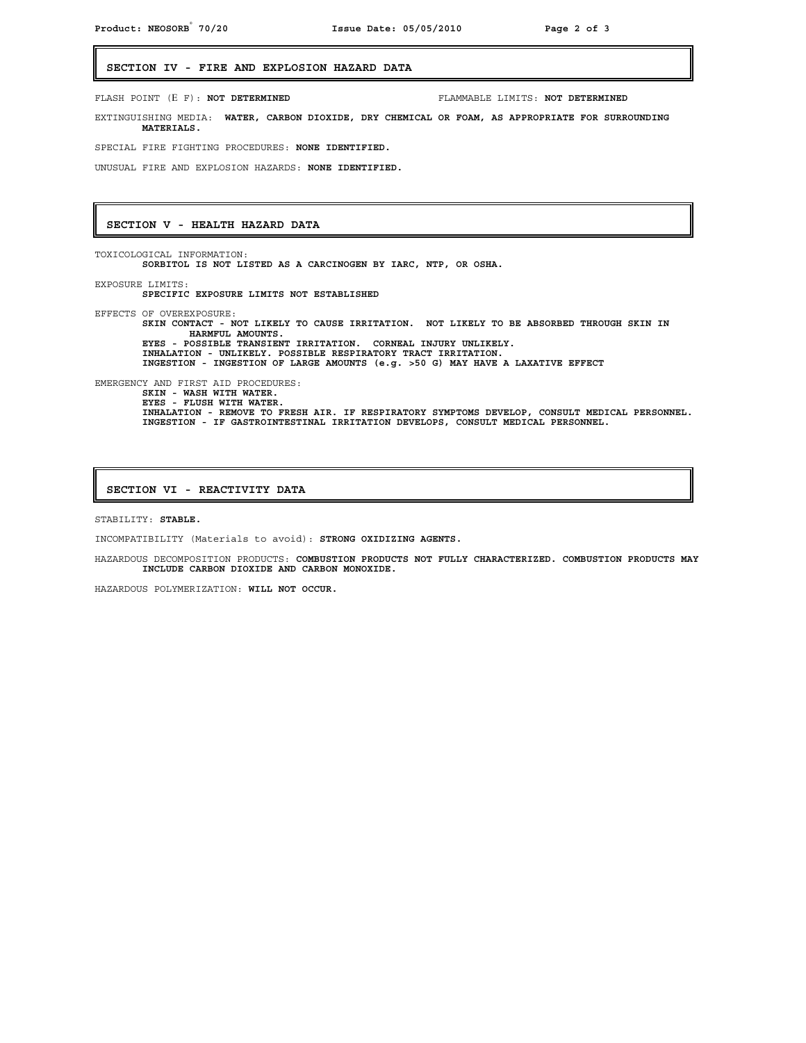## SECTION IV - FIRE AND EXPLOSION HAZARD DATA

FLASH POINT (E F): **NOT DETERMINED**

FLAMMABLE LIMITS: **NOT DETERMINED**

EXTINGUISHING MEDIA: **WATER, CARBON DIOXIDE, DRY CHEMICAL OR FOAM, AS APPROPRIATE FOR SURROUNDING MATERIALS.**

SPECIAL FIRE FIGHTING PROCEDURES: **NONE IDENTIFIED.**

UNUSUAL FIRE AND EXPLOSION HAZARDS: **NONE IDENTIFIED.**

## SECTION V - HEALTH HAZARD DATA

TOXICOLOGICAL INFORMATION:
**SORBITOL IS NOT LISTED AS A CARCINOGEN BY IARC, NTP, OR OSHA.**

EXPOSURE LIMITS:
**SPECIFIC EXPOSURE LIMITS NOT ESTABLISHED**

EFFECTS OF OVEREXPOSURE:
**SKIN CONTACT - NOT LIKELY TO CAUSE IRRITATION. NOT LIKELY TO BE ABSORBED THROUGH SKIN IN HARMFUL AMOUNTS.**
**EYES - POSSIBLE TRANSIENT IRRITATION. CORNEAL INJURY UNLIKELY.**
**INHALATION - UNLIKELY. POSSIBLE RESPIRATORY TRACT IRRITATION.**
**INGESTION - INGESTION OF LARGE AMOUNTS (e.g. >50 G) MAY HAVE A LAXATIVE EFFECT**

EMERGENCY AND FIRST AID PROCEDURES:
**SKIN - WASH WITH WATER.**
**EYES - FLUSH WITH WATER.**
**INHALATION - REMOVE TO FRESH AIR. IF RESPIRATORY SYMPTOMS DEVELOP, CONSULT MEDICAL PERSONNEL.**
**INGESTION - IF GASTROINTESTINAL IRRITATION DEVELOPS, CONSULT MEDICAL PERSONNEL.**

## SECTION VI - REACTIVITY DATA

STABILITY: **STABLE.**

INCOMPATIBILITY (Materials to avoid): **STRONG OXIDIZING AGENTS.**

HAZARDOUS DECOMPOSITION PRODUCTS: **COMBUSTION PRODUCTS NOT FULLY CHARACTERIZED. COMBUSTION PRODUCTS MAY INCLUDE CARBON DIOXIDE AND CARBON MONOXIDE.**

HAZARDOUS POLYMERIZATION: **WILL NOT OCCUR.**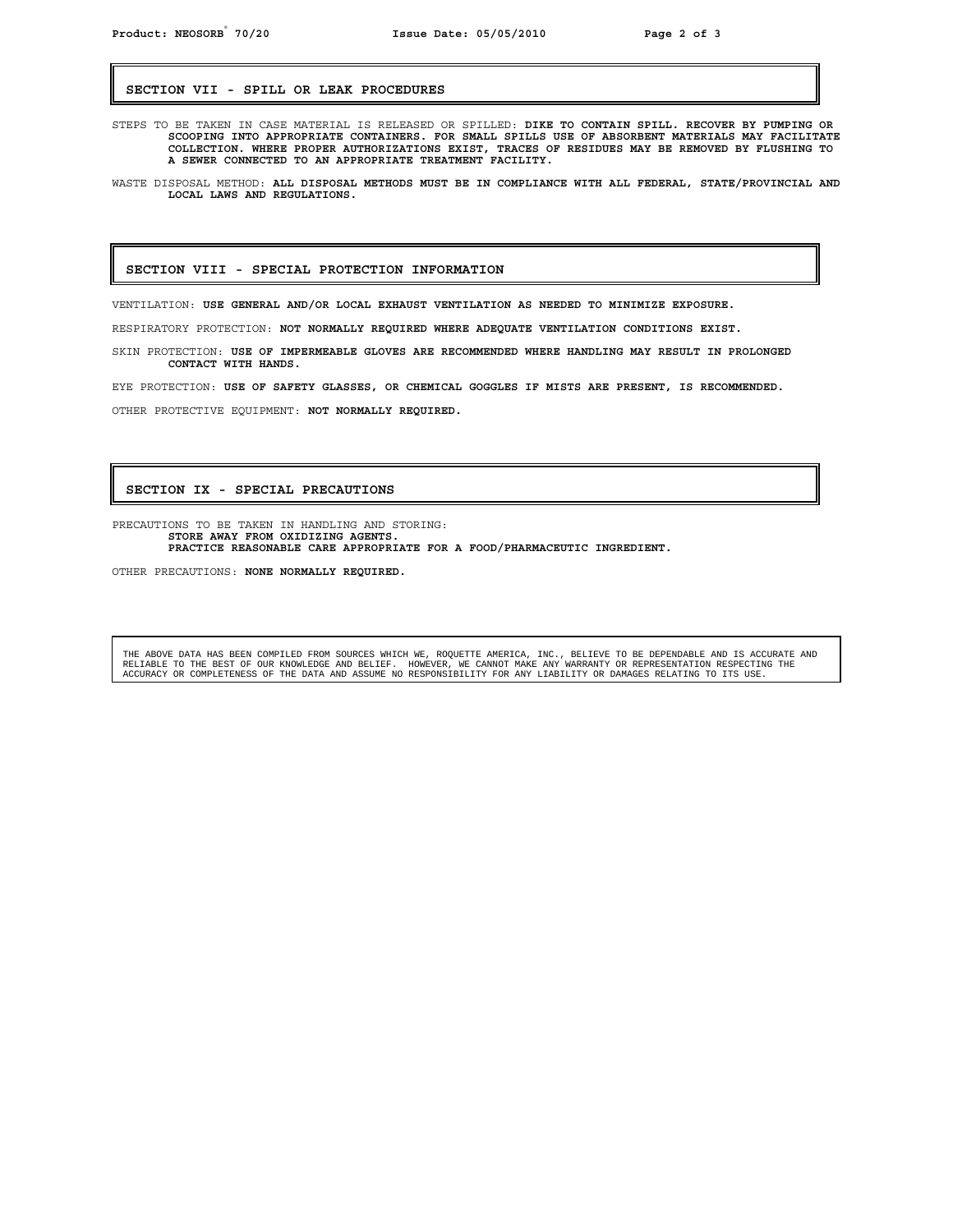## SECTION VII - SPILL OR LEAK PROCEDURES

STEPS TO BE TAKEN IN CASE MATERIAL IS RELEASED OR SPILLED: **DIKE TO CONTAIN SPILL. RECOVER BY PUMPING OR SCOOPING INTO APPROPRIATE CONTAINERS. FOR SMALL SPILLS USE OF ABSORBENT MATERIALS MAY FACILITATE COLLECTION. WHERE PROPER AUTHORIZATIONS EXIST, TRACES OF RESIDUES MAY BE REMOVED BY FLUSHING TO A SEWER CONNECTED TO AN APPROPRIATE TREATMENT FACILITY.**

WASTE DISPOSAL METHOD: **ALL DISPOSAL METHODS MUST BE IN COMPLIANCE WITH ALL FEDERAL, STATE/PROVINCIAL AND LOCAL LAWS AND REGULATIONS.**

## SECTION VIII - SPECIAL PROTECTION INFORMATION

VENTILATION: **USE GENERAL AND/OR LOCAL EXHAUST VENTILATION AS NEEDED TO MINIMIZE EXPOSURE.**

RESPIRATORY PROTECTION: **NOT NORMALLY REQUIRED WHERE ADEQUATE VENTILATION CONDITIONS EXIST.**

SKIN PROTECTION: **USE OF IMPERMEABLE GLOVES ARE RECOMMENDED WHERE HANDLING MAY RESULT IN PROLONGED CONTACT WITH HANDS.**

EYE PROTECTION: **USE OF SAFETY GLASSES, OR CHEMICAL GOGGLES IF MISTS ARE PRESENT, IS RECOMMENDED.**

OTHER PROTECTIVE EQUIPMENT: **NOT NORMALLY REQUIRED.**

## SECTION IX - SPECIAL PRECAUTIONS

PRECAUTIONS TO BE TAKEN IN HANDLING AND STORING:
**STORE AWAY FROM OXIDIZING AGENTS.**
**PRACTICE REASONABLE CARE APPROPRIATE FOR A FOOD/PHARMACEUTIC INGREDIENT.**

OTHER PRECAUTIONS: **NONE NORMALLY REQUIRED.**

THE ABOVE DATA HAS BEEN COMPILED FROM SOURCES WHICH WE, ROQUETTE AMERICA, INC., BELIEVE TO BE DEPENDABLE AND IS ACCURATE AND RELIABLE TO THE BEST OF OUR KNOWLEDGE AND BELIEF. HOWEVER, WE CANNOT MAKE ANY WARRANTY OR REPRESENTATION RESPECTING THE ACCURACY OR COMPLETENESS OF THE DATA AND ASSUME NO RESPONSIBILITY FOR ANY LIABILITY OR DAMAGES RELATING TO ITS USE.